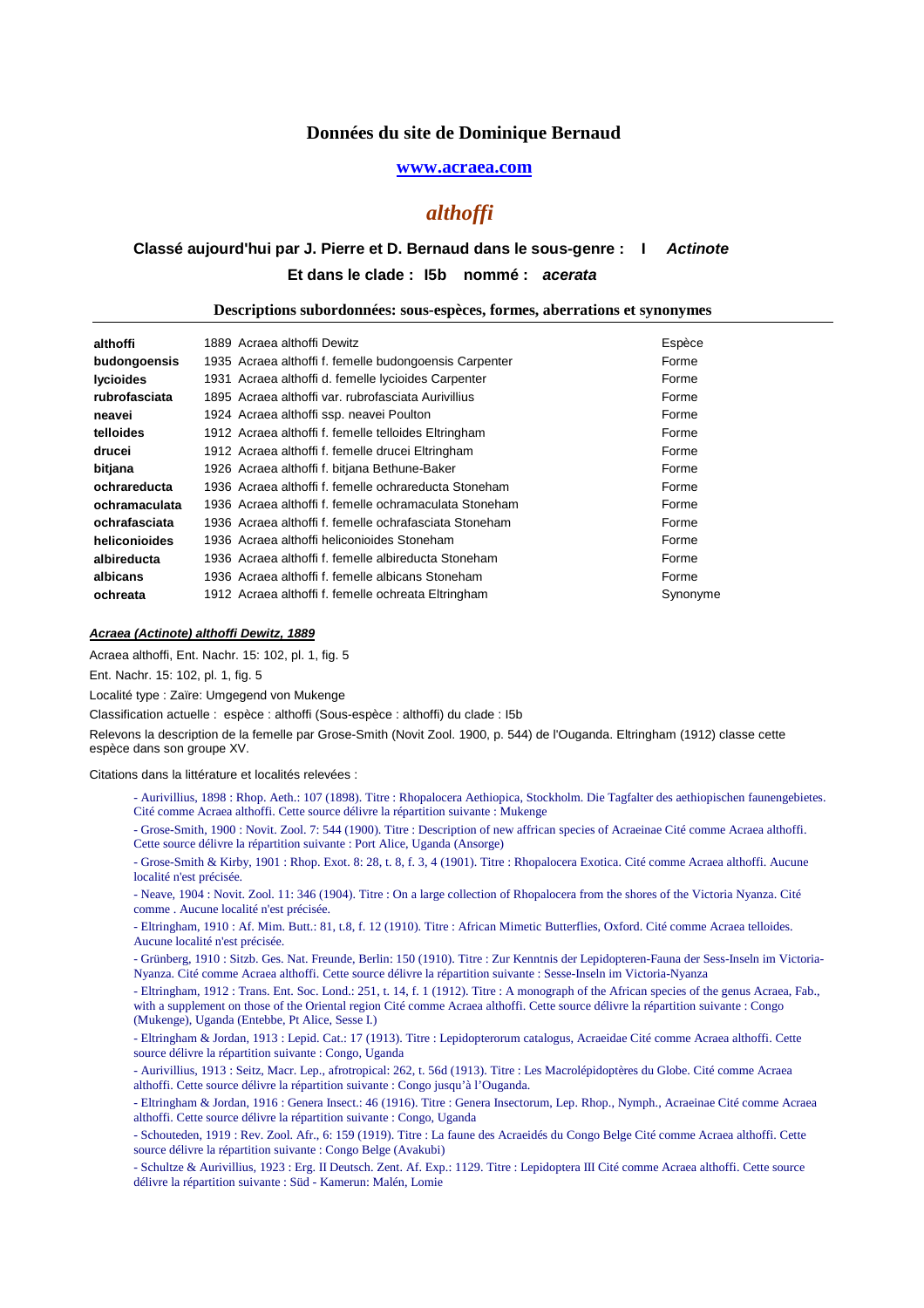# Données du site de Dominique Bernaud

**www.acraea.com**

## *althoffi*

### Classé aujourd'hui par J. Pierre et D. Bernaud dans le sous-genre : I *Actinote*

### Et dans le clade : I5b nommé : *acerata*

#### Descriptions subordonnées: sous-espèces, formes, aberrations et synonymes

| | | |
|---|---|---|
| **althoffi** | 1889 Acraea althoffi Dewitz | Espèce |
| **budongoensis** | 1935 Acraea althoffi f. femelle budongoensis Carpenter | Forme |
| **lycioides** | 1931 Acraea althoffi d. femelle lycioides Carpenter | Forme |
| **rubrofasciata** | 1895 Acraea althoffi var. rubrofasciata Aurivillius | Forme |
| **neavei** | 1924 Acraea althoffi ssp. neavei Poulton | Forme |
| **telloides** | 1912 Acraea althoffi f. femelle telloides Eltringham | Forme |
| **drucei** | 1912 Acraea althoffi f. femelle drucei Eltringham | Forme |
| **bitjana** | 1926 Acraea althoffi f. bitjana Bethune-Baker | Forme |
| **ochrareducta** | 1936 Acraea althoffi f. femelle ochrareducta Stoneham | Forme |
| **ochramaculata** | 1936 Acraea althoffi f. femelle ochramaculata Stoneham | Forme |
| **ochrafasciata** | 1936 Acraea althoffi f. femelle ochrafasciata Stoneham | Forme |
| **heliconioides** | 1936 Acraea althoffi heliconioides Stoneham | Forme |
| **albireducta** | 1936 Acraea althoffi f. femelle albireducta Stoneham | Forme |
| **albicans** | 1936 Acraea althoffi f. femelle albicans Stoneham | Forme |
| **ochreata** | 1912 Acraea althoffi f. femelle ochreata Eltringham | Synonyme |

***Acraea (Actinote) althoffi Dewitz, 1889***

Acraea althoffi, Ent. Nachr. 15: 102, pl. 1, fig. 5

Ent. Nachr. 15: 102, pl. 1, fig. 5

Localité type : Zaïre: Umgegend von Mukenge

Classification actuelle : espèce : althoffi (Sous-espèce : althoffi) du clade : I5b

Relevons la description de la femelle par Grose-Smith (Novit Zool. 1900, p. 544) de l'Ouganda. Eltringham (1912) classe cette espèce dans son groupe XV.

Citations dans la littérature et localités relevées :

- Aurivillius, 1898 : Rhop. Aeth.: 107 (1898). Titre : Rhopalocera Aethiopica, Stockholm. Die Tagfalter des aethiopischen faunengebietes. Cité comme Acraea althoffi. Cette source délivre la répartition suivante : Mukenge
- Grose-Smith, 1900 : Novit. Zool. 7: 544 (1900). Titre : Description of new affrican species of Acraeinae Cité comme Acraea althoffi. Cette source délivre la répartition suivante : Port Alice, Uganda (Ansorge)
- Grose-Smith & Kirby, 1901 : Rhop. Exot. 8: 28, t. 8, f. 3, 4 (1901). Titre : Rhopalocera Exotica. Cité comme Acraea althoffi. Aucune localité n'est précisée.
- Neave, 1904 : Novit. Zool. 11: 346 (1904). Titre : On a large collection of Rhopalocera from the shores of the Victoria Nyanza. Cité comme . Aucune localité n'est précisée.
- Eltringham, 1910 : Af. Mim. Butt.: 81, t.8, f. 12 (1910). Titre : African Mimetic Butterflies, Oxford. Cité comme Acraea telloides. Aucune localité n'est précisée.
- Grünberg, 1910 : Sitzb. Ges. Nat. Freunde, Berlin: 150 (1910). Titre : Zur Kenntnis der Lepidopteren-Fauna der Sess-Inseln im Victoria-Nyanza. Cité comme Acraea althoffi. Cette source délivre la répartition suivante : Sesse-Inseln im Victoria-Nyanza
- Eltringham, 1912 : Trans. Ent. Soc. Lond.: 251, t. 14, f. 1 (1912). Titre : A monograph of the African species of the genus Acraea, Fab., with a supplement on those of the Oriental region Cité comme Acraea althoffi. Cette source délivre la répartition suivante : Congo (Mukenge), Uganda (Entebbe, Pt Alice, Sesse I.)
- Eltringham & Jordan, 1913 : Lepid. Cat.: 17 (1913). Titre : Lepidopterorum catalogus, Acraeidae Cité comme Acraea althoffi. Cette source délivre la répartition suivante : Congo, Uganda
- Aurivillius, 1913 : Seitz, Macr. Lep., afrotropical: 262, t. 56d (1913). Titre : Les Macrolépidoptères du Globe. Cité comme Acraea althoffi. Cette source délivre la répartition suivante : Congo jusqu'à l'Ouganda.
- Eltringham & Jordan, 1916 : Genera Insect.: 46 (1916). Titre : Genera Insectorum, Lep. Rhop., Nymph., Acraeinae Cité comme Acraea althoffi. Cette source délivre la répartition suivante : Congo, Uganda
- Schouteden, 1919 : Rev. Zool. Afr., 6: 159 (1919). Titre : La faune des Acraeidés du Congo Belge Cité comme Acraea althoffi. Cette source délivre la répartition suivante : Congo Belge (Avakubi)
- Schultze & Aurivillius, 1923 : Erg. II Deutsch. Zent. Af. Exp.: 1129. Titre : Lepidoptera III Cité comme Acraea althoffi. Cette source délivre la répartition suivante : Süd - Kamerun: Malén, Lomie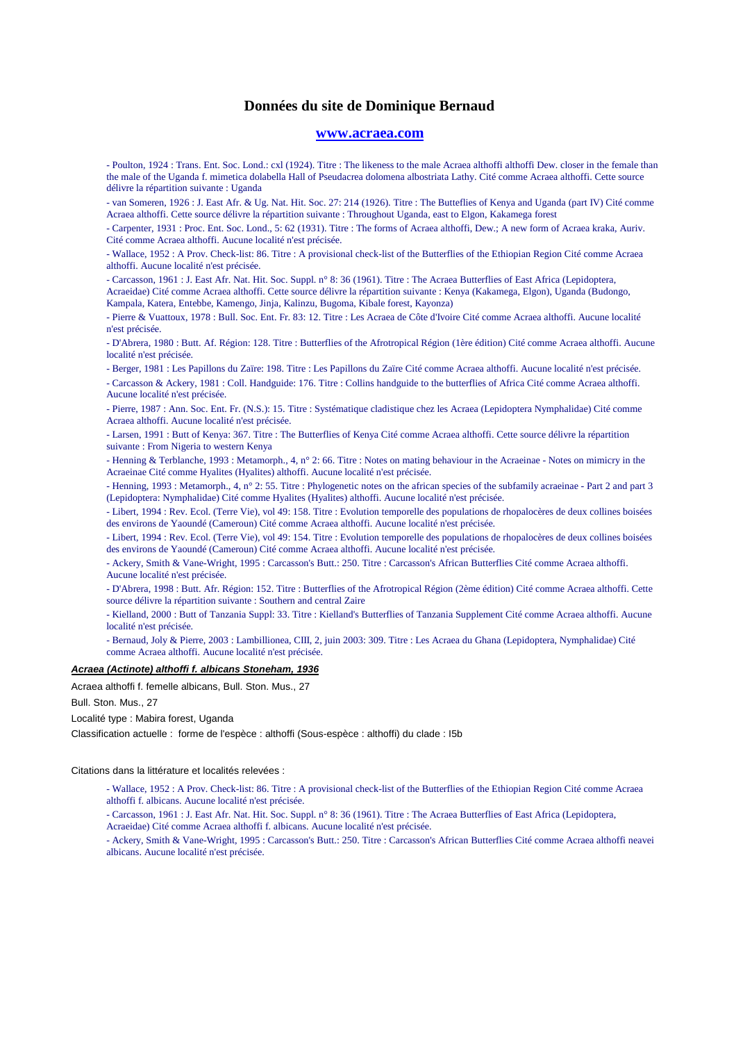## Données du site de Dominique Bernaud

### www.acraea.com

- Poulton, 1924 : Trans. Ent. Soc. Lond.: cxl (1924). Titre : The likeness to the male Acraea althoffi althoffi Dew. closer in the female than the male of the Uganda f. mimetica dolabella Hall of Pseudacrea dolomena albostriata Lathy. Cité comme Acraea althoffi. Cette source délivre la répartition suivante : Uganda

- van Someren, 1926 : J. East Afr. & Ug. Nat. Hit. Soc. 27: 214 (1926). Titre : The Butteflies of Kenya and Uganda (part IV) Cité comme Acraea althoffi. Cette source délivre la répartition suivante : Throughout Uganda, east to Elgon, Kakamega forest

- Carpenter, 1931 : Proc. Ent. Soc. Lond., 5: 62 (1931). Titre : The forms of Acraea althoffi, Dew.; A new form of Acraea kraka, Auriv. Cité comme Acraea althoffi. Aucune localité n'est précisée.

- Wallace, 1952 : A Prov. Check-list: 86. Titre : A provisional check-list of the Butterflies of the Ethiopian Region Cité comme Acraea althoffi. Aucune localité n'est précisée.

- Carcasson, 1961 : J. East Afr. Nat. Hit. Soc. Suppl. n° 8: 36 (1961). Titre : The Acraea Butterflies of East Africa (Lepidoptera, Acraeidae) Cité comme Acraea althoffi. Cette source délivre la répartition suivante : Kenya (Kakamega, Elgon), Uganda (Budongo, Kampala, Katera, Entebbe, Kamengo, Jinja, Kalinzu, Bugoma, Kibale forest, Kayonza)

- Pierre & Vuattoux, 1978 : Bull. Soc. Ent. Fr. 83: 12. Titre : Les Acraea de Côte d'Ivoire Cité comme Acraea althoffi. Aucune localité n'est précisée.

- D'Abrera, 1980 : Butt. Af. Région: 128. Titre : Butterflies of the Afrotropical Région (1ère édition) Cité comme Acraea althoffi. Aucune localité n'est précisée.

- Berger, 1981 : Les Papillons du Zaïre: 198. Titre : Les Papillons du Zaïre Cité comme Acraea althoffi. Aucune localité n'est précisée.

- Carcasson & Ackery, 1981 : Coll. Handguide: 176. Titre : Collins handguide to the butterflies of Africa Cité comme Acraea althoffi. Aucune localité n'est précisée.

- Pierre, 1987 : Ann. Soc. Ent. Fr. (N.S.): 15. Titre : Systématique cladistique chez les Acraea (Lepidoptera Nymphalidae) Cité comme Acraea althoffi. Aucune localité n'est précisée.

- Larsen, 1991 : Butt of Kenya: 367. Titre : The Butterflies of Kenya Cité comme Acraea althoffi. Cette source délivre la répartition suivante : From Nigeria to western Kenya

- Henning & Terblanche, 1993 : Metamorph., 4, n° 2: 66. Titre : Notes on mating behaviour in the Acraeinae - Notes on mimicry in the Acraeinae Cité comme Hyalites (Hyalites) althoffi. Aucune localité n'est précisée.

- Henning, 1993 : Metamorph., 4, n° 2: 55. Titre : Phylogenetic notes on the african species of the subfamily acraeinae - Part 2 and part 3 (Lepidoptera: Nymphalidae) Cité comme Hyalites (Hyalites) althoffi. Aucune localité n'est précisée.

- Libert, 1994 : Rev. Ecol. (Terre Vie), vol 49: 158. Titre : Evolution temporelle des populations de rhopalocères de deux collines boisées des environs de Yaoundé (Cameroun) Cité comme Acraea althoffi. Aucune localité n'est précisée.

- Libert, 1994 : Rev. Ecol. (Terre Vie), vol 49: 154. Titre : Evolution temporelle des populations de rhopalocères de deux collines boisées des environs de Yaoundé (Cameroun) Cité comme Acraea althoffi. Aucune localité n'est précisée.

- Ackery, Smith & Vane-Wright, 1995 : Carcasson's Butt.: 250. Titre : Carcasson's African Butterflies Cité comme Acraea althoffi. Aucune localité n'est précisée.

- D'Abrera, 1998 : Butt. Afr. Région: 152. Titre : Butterflies of the Afrotropical Région (2ème édition) Cité comme Acraea althoffi. Cette source délivre la répartition suivante : Southern and central Zaire

- Kielland, 2000 : Butt of Tanzania Suppl: 33. Titre : Kielland's Butterflies of Tanzania Supplement Cité comme Acraea althoffi. Aucune localité n'est précisée.

- Bernaud, Joly & Pierre, 2003 : Lambillionea, CIII, 2, juin 2003: 309. Titre : Les Acraea du Ghana (Lepidoptera, Nymphalidae) Cité comme Acraea althoffi. Aucune localité n'est précisée.

***Acraea (Actinote) althoffi f. albicans Stoneham, 1936***

Acraea althoffi f. femelle albicans, Bull. Ston. Mus., 27

Bull. Ston. Mus., 27

Localité type : Mabira forest, Uganda

Classification actuelle : forme de l'espèce : althoffi (Sous-espèce : althoffi) du clade : I5b

Citations dans la littérature et localités relevées :

- Wallace, 1952 : A Prov. Check-list: 86. Titre : A provisional check-list of the Butterflies of the Ethiopian Region Cité comme Acraea althoffi f. albicans. Aucune localité n'est précisée.

- Carcasson, 1961 : J. East Afr. Nat. Hit. Soc. Suppl. n° 8: 36 (1961). Titre : The Acraea Butterflies of East Africa (Lepidoptera, Acraeidae) Cité comme Acraea althoffi f. albicans. Aucune localité n'est précisée.

- Ackery, Smith & Vane-Wright, 1995 : Carcasson's Butt.: 250. Titre : Carcasson's African Butterflies Cité comme Acraea althoffi neavei albicans. Aucune localité n'est précisée.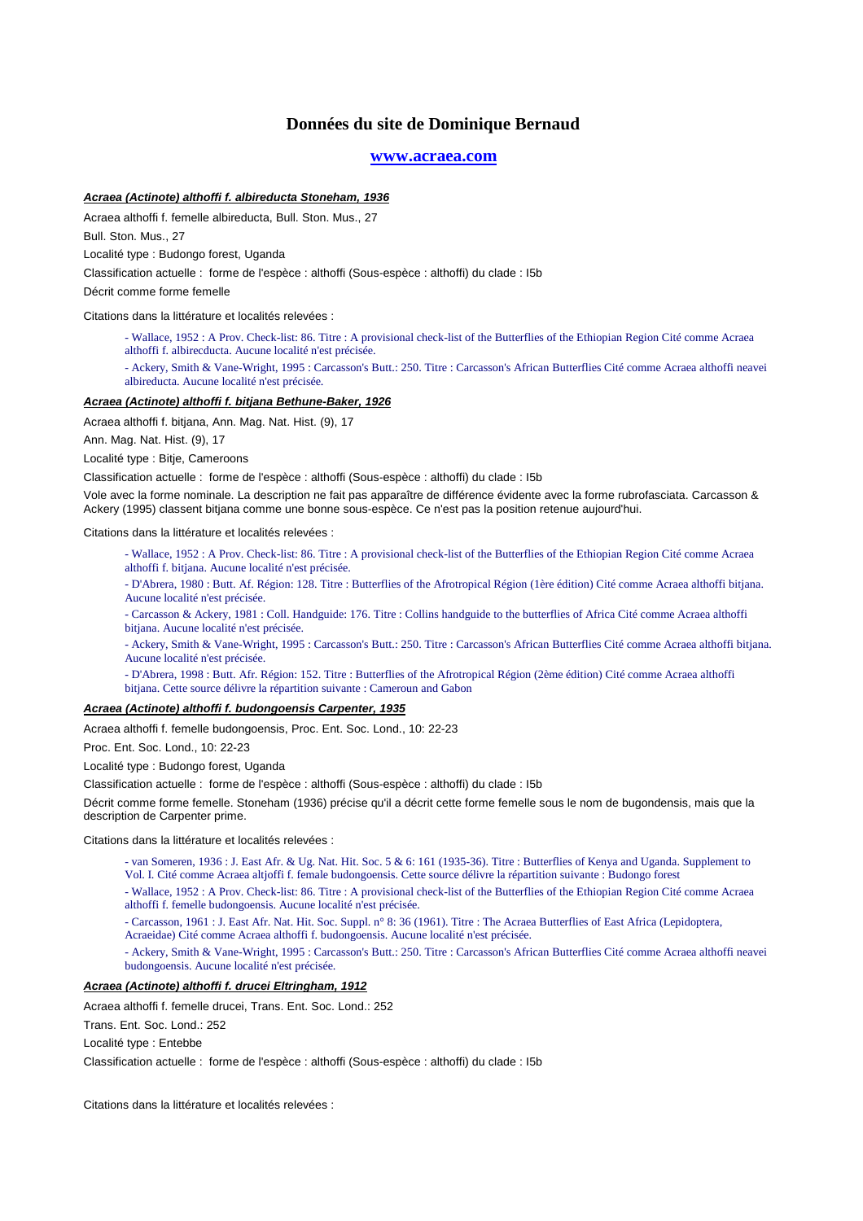# Données du site de Dominique Bernaud

## [www.acraea.com](http://www.acraea.com)

***Acraea (Actinote) althoffi f. albireducta Stoneham, 1936***

Acraea althoffi f. femelle albireducta, Bull. Ston. Mus., 27

Bull. Ston. Mus., 27

Localité type : Budongo forest, Uganda

Classification actuelle : forme de l'espèce : althoffi (Sous-espèce : althoffi) du clade : I5b

Décrit comme forme femelle

Citations dans la littérature et localités relevées :

- Wallace, 1952 : A Prov. Check-list: 86. Titre : A provisional check-list of the Butterflies of the Ethiopian Region Cité comme Acraea althoffi f. albirecducta. Aucune localité n'est précisée.
- Ackery, Smith & Vane-Wright, 1995 : Carcasson's Butt.: 250. Titre : Carcasson's African Butterflies Cité comme Acraea althoffi neavei albireducta. Aucune localité n'est précisée.

***Acraea (Actinote) althoffi f. bitjana Bethune-Baker, 1926***

Acraea althoffi f. bitjana, Ann. Mag. Nat. Hist. (9), 17

Ann. Mag. Nat. Hist. (9), 17

Localité type : Bitje, Cameroons

Classification actuelle : forme de l'espèce : althoffi (Sous-espèce : althoffi) du clade : I5b

Vole avec la forme nominale. La description ne fait pas apparaître de différence évidente avec la forme rubrofasciata. Carcasson & Ackery (1995) classent bitjana comme une bonne sous-espèce. Ce n'est pas la position retenue aujourd'hui.

Citations dans la littérature et localités relevées :

- Wallace, 1952 : A Prov. Check-list: 86. Titre : A provisional check-list of the Butterflies of the Ethiopian Region Cité comme Acraea althoffi f. bitjana. Aucune localité n'est précisée.
- D'Abrera, 1980 : Butt. Af. Région: 128. Titre : Butterflies of the Afrotropical Région (1ère édition) Cité comme Acraea althoffi bitjana. Aucune localité n'est précisée.
- Carcasson & Ackery, 1981 : Coll. Handguide: 176. Titre : Collins handguide to the butterflies of Africa Cité comme Acraea althoffi bitjana. Aucune localité n'est précisée.
- Ackery, Smith & Vane-Wright, 1995 : Carcasson's Butt.: 250. Titre : Carcasson's African Butterflies Cité comme Acraea althoffi bitjana. Aucune localité n'est précisée.
- D'Abrera, 1998 : Butt. Afr. Région: 152. Titre : Butterflies of the Afrotropical Région (2ème édition) Cité comme Acraea althoffi bitjana. Cette source délivre la répartition suivante : Cameroun and Gabon

***Acraea (Actinote) althoffi f. budongoensis Carpenter, 1935***

Acraea althoffi f. femelle budongoensis, Proc. Ent. Soc. Lond., 10: 22-23

Proc. Ent. Soc. Lond., 10: 22-23

Localité type : Budongo forest, Uganda

Classification actuelle : forme de l'espèce : althoffi (Sous-espèce : althoffi) du clade : I5b

Décrit comme forme femelle. Stoneham (1936) précise qu'il a décrit cette forme femelle sous le nom de bugondensis, mais que la description de Carpenter prime.

Citations dans la littérature et localités relevées :

- van Someren, 1936 : J. East Afr. & Ug. Nat. Hit. Soc. 5 & 6: 161 (1935-36). Titre : Butterflies of Kenya and Uganda. Supplement to Vol. I. Cité comme Acraea altjoffi f. female budongoensis. Cette source délivre la répartition suivante : Budongo forest
- Wallace, 1952 : A Prov. Check-list: 86. Titre : A provisional check-list of the Butterflies of the Ethiopian Region Cité comme Acraea althoffi f. femelle budongoensis. Aucune localité n'est précisée.
- Carcasson, 1961 : J. East Afr. Nat. Hit. Soc. Suppl. n° 8: 36 (1961). Titre : The Acraea Butterflies of East Africa (Lepidoptera, Acraeidae) Cité comme Acraea althoffi f. budongoensis. Aucune localité n'est précisée.
- Ackery, Smith & Vane-Wright, 1995 : Carcasson's Butt.: 250. Titre : Carcasson's African Butterflies Cité comme Acraea althoffi neavei budongoensis. Aucune localité n'est précisée.

***Acraea (Actinote) althoffi f. drucei Eltringham, 1912***

Acraea althoffi f. femelle drucei, Trans. Ent. Soc. Lond.: 252

Trans. Ent. Soc. Lond.: 252

Localité type : Entebbe

Classification actuelle : forme de l'espèce : althoffi (Sous-espèce : althoffi) du clade : I5b

Citations dans la littérature et localités relevées :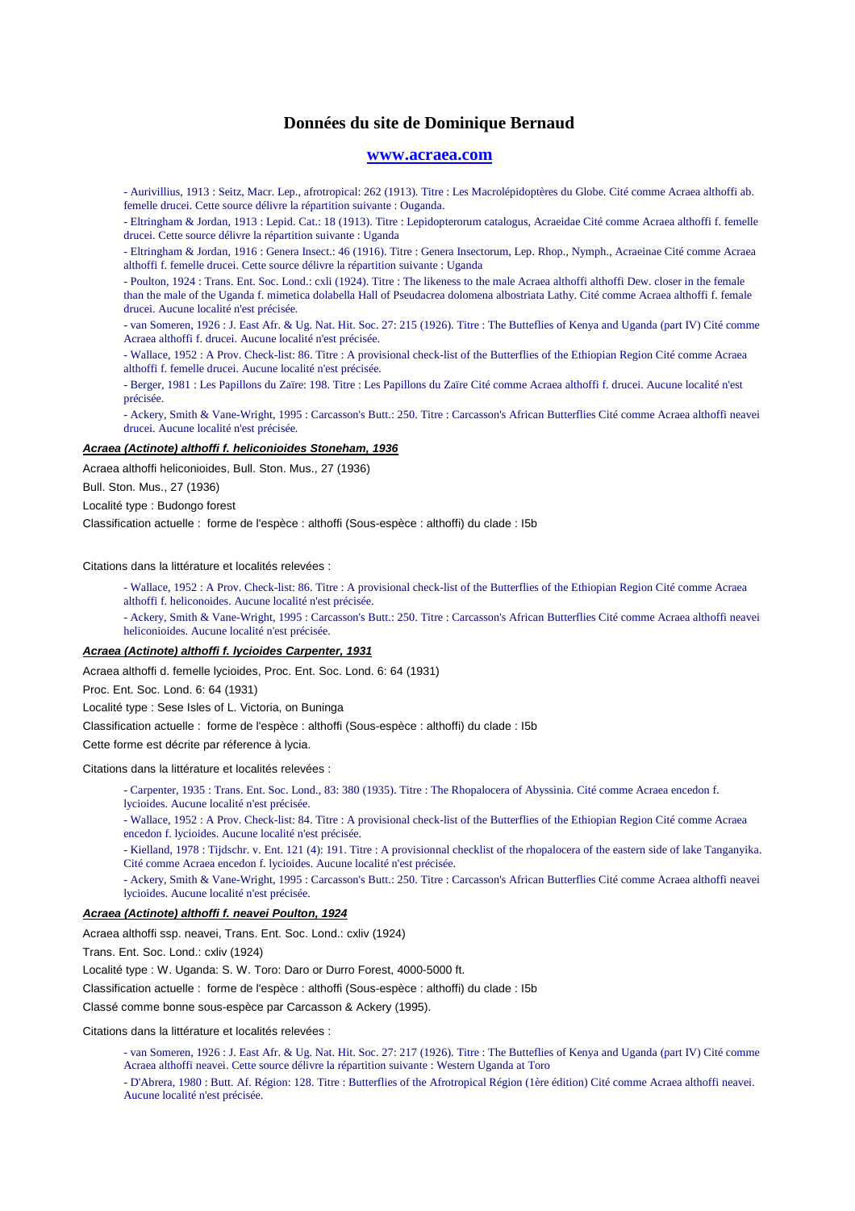# Données du site de Dominique Bernaud

## www.acraea.com

- Aurivillius, 1913 : Seitz, Macr. Lep., afrotropical: 262 (1913). Titre : Les Macrolépidoptères du Globe. Cité comme Acraea althoffi ab. femelle drucei. Cette source délivre la répartition suivante : Ouganda.
- Eltringham & Jordan, 1913 : Lepid. Cat.: 18 (1913). Titre : Lepidopterorum catalogus, Acraeidae Cité comme Acraea althoffi f. femelle drucei. Cette source délivre la répartition suivante : Uganda
- Eltringham & Jordan, 1916 : Genera Insect.: 46 (1916). Titre : Genera Insectorum, Lep. Rhop., Nymph., Acraeinae Cité comme Acraea althoffi f. femelle drucei. Cette source délivre la répartition suivante : Uganda
- Poulton, 1924 : Trans. Ent. Soc. Lond.: cxli (1924). Titre : The likeness to the male Acraea althoffi althoffi Dew. closer in the female than the male of the Uganda f. mimetica dolabella Hall of Pseudacrea dolomena albostriata Lathy. Cité comme Acraea althoffi f. female drucei. Aucune localité n'est précisée.
- van Someren, 1926 : J. East Afr. & Ug. Nat. Hit. Soc. 27: 215 (1926). Titre : The Butteflies of Kenya and Uganda (part IV) Cité comme Acraea althoffi f. drucei. Aucune localité n'est précisée.
- Wallace, 1952 : A Prov. Check-list: 86. Titre : A provisional check-list of the Butterflies of the Ethiopian Region Cité comme Acraea althoffi f. femelle drucei. Aucune localité n'est précisée.
- Berger, 1981 : Les Papillons du Zaïre: 198. Titre : Les Papillons du Zaïre Cité comme Acraea althoffi f. drucei. Aucune localité n'est précisée.
- Ackery, Smith & Vane-Wright, 1995 : Carcasson's Butt.: 250. Titre : Carcasson's African Butterflies Cité comme Acraea althoffi neavei drucei. Aucune localité n'est précisée.

### ***Acraea (Actinote) althoffi f. heliconioides Stoneham, 1936***

Acraea althoffi heliconioides, Bull. Ston. Mus., 27 (1936)

Bull. Ston. Mus., 27 (1936)

Localité type : Budongo forest

Classification actuelle : forme de l'espèce : althoffi (Sous-espèce : althoffi) du clade : I5b

Citations dans la littérature et localités relevées :

- Wallace, 1952 : A Prov. Check-list: 86. Titre : A provisional check-list of the Butterflies of the Ethiopian Region Cité comme Acraea althoffi f. heliconoides. Aucune localité n'est précisée.
- Ackery, Smith & Vane-Wright, 1995 : Carcasson's Butt.: 250. Titre : Carcasson's African Butterflies Cité comme Acraea althoffi neavei heliconioides. Aucune localité n'est précisée.

### ***Acraea (Actinote) althoffi f. lycioides Carpenter, 1931***

Acraea althoffi d. femelle lycioides, Proc. Ent. Soc. Lond. 6: 64 (1931)

Proc. Ent. Soc. Lond. 6: 64 (1931)

Localité type : Sese Isles of L. Victoria, on Buninga

Classification actuelle : forme de l'espèce : althoffi (Sous-espèce : althoffi) du clade : I5b

Cette forme est décrite par réference à lycia.

Citations dans la littérature et localités relevées :

- Carpenter, 1935 : Trans. Ent. Soc. Lond., 83: 380 (1935). Titre : The Rhopalocera of Abyssinia. Cité comme Acraea encedon f. lycioides. Aucune localité n'est précisée.
- Wallace, 1952 : A Prov. Check-list: 84. Titre : A provisional check-list of the Butterflies of the Ethiopian Region Cité comme Acraea encedon f. lycioides. Aucune localité n'est précisée.
- Kielland, 1978 : Tijdschr. v. Ent. 121 (4): 191. Titre : A provisionnal checklist of the rhopalocera of the eastern side of lake Tanganyika. Cité comme Acraea encedon f. lycioides. Aucune localité n'est précisée.
- Ackery, Smith & Vane-Wright, 1995 : Carcasson's Butt.: 250. Titre : Carcasson's African Butterflies Cité comme Acraea althoffi neavei lycioides. Aucune localité n'est précisée.

### ***Acraea (Actinote) althoffi f. neavei Poulton, 1924***

Acraea althoffi ssp. neavei, Trans. Ent. Soc. Lond.: cxliv (1924)

Trans. Ent. Soc. Lond.: cxliv (1924)

Localité type : W. Uganda: S. W. Toro: Daro or Durro Forest, 4000-5000 ft.

Classification actuelle : forme de l'espèce : althoffi (Sous-espèce : althoffi) du clade : I5b

Classé comme bonne sous-espèce par Carcasson & Ackery (1995).

Citations dans la littérature et localités relevées :

- van Someren, 1926 : J. East Afr. & Ug. Nat. Hit. Soc. 27: 217 (1926). Titre : The Butteflies of Kenya and Uganda (part IV) Cité comme Acraea althoffi neavei. Cette source délivre la répartition suivante : Western Uganda at Toro
- D'Abrera, 1980 : Butt. Af. Région: 128. Titre : Butterflies of the Afrotropical Région (1ère édition) Cité comme Acraea althoffi neavei. Aucune localité n'est précisée.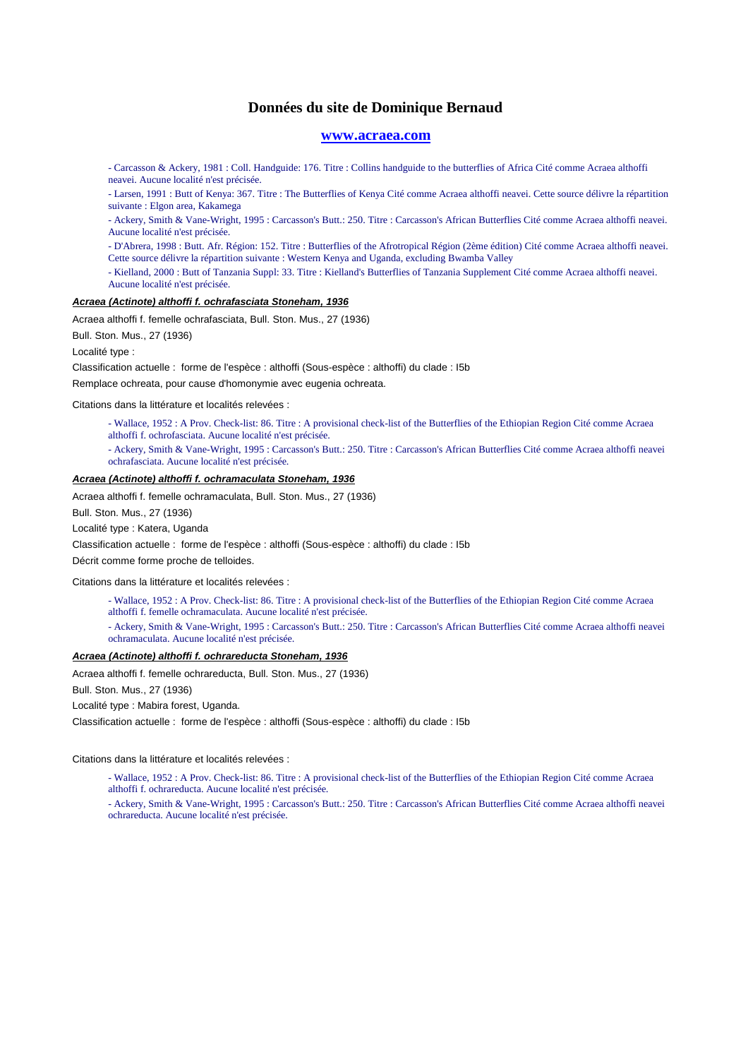# Données du site de Dominique Bernaud

## [www.acraea.com](http://www.acraea.com)

- Carcasson & Ackery, 1981 : Coll. Handguide: 176. Titre : Collins handguide to the butterflies of Africa Cité comme Acraea althoffi neavei. Aucune localité n'est précisée.
- Larsen, 1991 : Butt of Kenya: 367. Titre : The Butterflies of Kenya Cité comme Acraea althoffi neavei. Cette source délivre la répartition suivante : Elgon area, Kakamega
- Ackery, Smith & Vane-Wright, 1995 : Carcasson's Butt.: 250. Titre : Carcasson's African Butterflies Cité comme Acraea althoffi neavei. Aucune localité n'est précisée.
- D'Abrera, 1998 : Butt. Afr. Région: 152. Titre : Butterflies of the Afrotropical Région (2ème édition) Cité comme Acraea althoffi neavei. Cette source délivre la répartition suivante : Western Kenya and Uganda, excluding Bwamba Valley
- Kielland, 2000 : Butt of Tanzania Suppl: 33. Titre : Kielland's Butterflies of Tanzania Supplement Cité comme Acraea althoffi neavei. Aucune localité n'est précisée.

***Acraea (Actinote) althoffi f. ochrafasciata Stoneham, 1936***

Acraea althoffi f. femelle ochrafasciata, Bull. Ston. Mus., 27 (1936)

Bull. Ston. Mus., 27 (1936)

Localité type :

Classification actuelle : forme de l'espèce : althoffi (Sous-espèce : althoffi) du clade : I5b

Remplace ochreata, pour cause d'homonymie avec eugenia ochreata.

Citations dans la littérature et localités relevées :

- Wallace, 1952 : A Prov. Check-list: 86. Titre : A provisional check-list of the Butterflies of the Ethiopian Region Cité comme Acraea althoffi f. ochrofasciata. Aucune localité n'est précisée.
- Ackery, Smith & Vane-Wright, 1995 : Carcasson's Butt.: 250. Titre : Carcasson's African Butterflies Cité comme Acraea althoffi neavei ochrafasciata. Aucune localité n'est précisée.

***Acraea (Actinote) althoffi f. ochramaculata Stoneham, 1936***

Acraea althoffi f. femelle ochramaculata, Bull. Ston. Mus., 27 (1936)

Bull. Ston. Mus., 27 (1936)

Localité type : Katera, Uganda

Classification actuelle : forme de l'espèce : althoffi (Sous-espèce : althoffi) du clade : I5b

Décrit comme forme proche de telloides.

Citations dans la littérature et localités relevées :

- Wallace, 1952 : A Prov. Check-list: 86. Titre : A provisional check-list of the Butterflies of the Ethiopian Region Cité comme Acraea althoffi f. femelle ochramaculata. Aucune localité n'est précisée.
- Ackery, Smith & Vane-Wright, 1995 : Carcasson's Butt.: 250. Titre : Carcasson's African Butterflies Cité comme Acraea althoffi neavei ochramaculata. Aucune localité n'est précisée.

***Acraea (Actinote) althoffi f. ochrareducta Stoneham, 1936***

Acraea althoffi f. femelle ochrareducta, Bull. Ston. Mus., 27 (1936)

Bull. Ston. Mus., 27 (1936)

Localité type : Mabira forest, Uganda.

Classification actuelle : forme de l'espèce : althoffi (Sous-espèce : althoffi) du clade : I5b

Citations dans la littérature et localités relevées :

- Wallace, 1952 : A Prov. Check-list: 86. Titre : A provisional check-list of the Butterflies of the Ethiopian Region Cité comme Acraea althoffi f. ochrareducta. Aucune localité n'est précisée.
- Ackery, Smith & Vane-Wright, 1995 : Carcasson's Butt.: 250. Titre : Carcasson's African Butterflies Cité comme Acraea althoffi neavei ochrareducta. Aucune localité n'est précisée.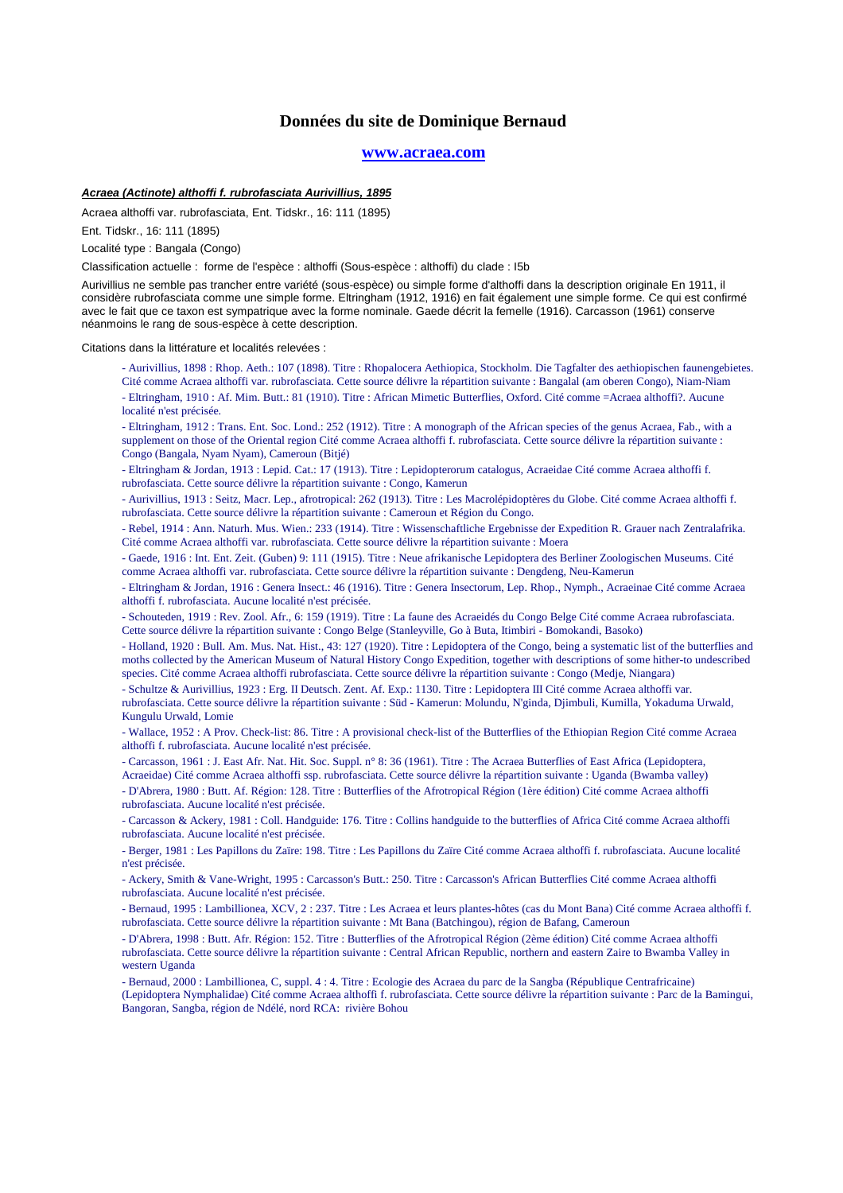# Données du site de Dominique Bernaud

## [www.acraea.com](http://www.acraea.com)

***Acraea (Actinote) althoffi f. rubrofasciata Aurivillius, 1895***

Acraea althoffi var. rubrofasciata, Ent. Tidskr., 16: 111 (1895)

Ent. Tidskr., 16: 111 (1895)

Localité type : Bangala (Congo)

Classification actuelle : forme de l'espèce : althoffi (Sous-espèce : althoffi) du clade : I5b

Aurivillius ne semble pas trancher entre variété (sous-espèce) ou simple forme d'althoffi dans la description originale En 1911, il considère rubrofasciata comme une simple forme. Eltringham (1912, 1916) en fait également une simple forme. Ce qui est confirmé avec le fait que ce taxon est sympatrique avec la forme nominale. Gaede décrit la femelle (1916). Carcasson (1961) conserve néanmoins le rang de sous-espèce à cette description.

Citations dans la littérature et localités relevées :

- Aurivillius, 1898 : Rhop. Aeth.: 107 (1898). Titre : Rhopalocera Aethiopica, Stockholm. Die Tagfalter des aethiopischen faunengebietes. Cité comme Acraea althoffi var. rubrofasciata. Cette source délivre la répartition suivante : Bangalal (am oberen Congo), Niam-Niam
- Eltringham, 1910 : Af. Mim. Butt.: 81 (1910). Titre : African Mimetic Butterflies, Oxford. Cité comme =Acraea althoffi?. Aucune localité n'est précisée.
- Eltringham, 1912 : Trans. Ent. Soc. Lond.: 252 (1912). Titre : A monograph of the African species of the genus Acraea, Fab., with a supplement on those of the Oriental region Cité comme Acraea althoffi f. rubrofasciata. Cette source délivre la répartition suivante : Congo (Bangala, Nyam Nyam), Cameroun (Bitjé)
- Eltringham & Jordan, 1913 : Lepid. Cat.: 17 (1913). Titre : Lepidopterorum catalogus, Acraeidae Cité comme Acraea althoffi f. rubrofasciata. Cette source délivre la répartition suivante : Congo, Kamerun
- Aurivillius, 1913 : Seitz, Macr. Lep., afrotropical: 262 (1913). Titre : Les Macrolépidoptères du Globe. Cité comme Acraea althoffi f. rubrofasciata. Cette source délivre la répartition suivante : Cameroun et Région du Congo.
- Rebel, 1914 : Ann. Naturh. Mus. Wien.: 233 (1914). Titre : Wissenschaftliche Ergebnisse der Expedition R. Grauer nach Zentralafrika. Cité comme Acraea althoffi var. rubrofasciata. Cette source délivre la répartition suivante : Moera
- Gaede, 1916 : Int. Ent. Zeit. (Guben) 9: 111 (1915). Titre : Neue afrikanische Lepidoptera des Berliner Zoologischen Museums. Cité comme Acraea althoffi var. rubrofasciata. Cette source délivre la répartition suivante : Dengdeng, Neu-Kamerun
- Eltringham & Jordan, 1916 : Genera Insect.: 46 (1916). Titre : Genera Insectorum, Lep. Rhop., Nymph., Acraeinae Cité comme Acraea althoffi f. rubrofasciata. Aucune localité n'est précisée.
- Schouteden, 1919 : Rev. Zool. Afr., 6: 159 (1919). Titre : La faune des Acraeidés du Congo Belge Cité comme Acraea rubrofasciata. Cette source délivre la répartition suivante : Congo Belge (Stanleyville, Go à Buta, Itimbiri - Bomokandi, Basoko)
- Holland, 1920 : Bull. Am. Mus. Nat. Hist., 43: 127 (1920). Titre : Lepidoptera of the Congo, being a systematic list of the butterflies and moths collected by the American Museum of Natural History Congo Expedition, together with descriptions of some hither-to undescribed species. Cité comme Acraea althoffi rubrofasciata. Cette source délivre la répartition suivante : Congo (Medje, Niangara)
- Schultze & Aurivillius, 1923 : Erg. II Deutsch. Zent. Af. Exp.: 1130. Titre : Lepidoptera III Cité comme Acraea althoffi var. rubrofasciata. Cette source délivre la répartition suivante : Süd - Kamerun: Molundu, N'ginda, Djimbuli, Kumilla, Yokaduma Urwald, Kungulu Urwald, Lomie
- Wallace, 1952 : A Prov. Check-list: 86. Titre : A provisional check-list of the Butterflies of the Ethiopian Region Cité comme Acraea althoffi f. rubrofasciata. Aucune localité n'est précisée.
- Carcasson, 1961 : J. East Afr. Nat. Hit. Soc. Suppl. n° 8: 36 (1961). Titre : The Acraea Butterflies of East Africa (Lepidoptera, Acraeidae) Cité comme Acraea althoffi ssp. rubrofasciata. Cette source délivre la répartition suivante : Uganda (Bwamba valley)
- D'Abrera, 1980 : Butt. Af. Région: 128. Titre : Butterflies of the Afrotropical Région (1ère édition) Cité comme Acraea althoffi rubrofasciata. Aucune localité n'est précisée.
- Carcasson & Ackery, 1981 : Coll. Handguide: 176. Titre : Collins handguide to the butterflies of Africa Cité comme Acraea althoffi rubrofasciata. Aucune localité n'est précisée.
- Berger, 1981 : Les Papillons du Zaïre: 198. Titre : Les Papillons du Zaïre Cité comme Acraea althoffi f. rubrofasciata. Aucune localité n'est précisée.
- Ackery, Smith & Vane-Wright, 1995 : Carcasson's Butt.: 250. Titre : Carcasson's African Butterflies Cité comme Acraea althoffi rubrofasciata. Aucune localité n'est précisée.
- Bernaud, 1995 : Lambillionea, XCV, 2 : 237. Titre : Les Acraea et leurs plantes-hôtes (cas du Mont Bana) Cité comme Acraea althoffi f. rubrofasciata. Cette source délivre la répartition suivante : Mt Bana (Batchingou), région de Bafang, Cameroun
- D'Abrera, 1998 : Butt. Afr. Région: 152. Titre : Butterflies of the Afrotropical Région (2ème édition) Cité comme Acraea althoffi rubrofasciata. Cette source délivre la répartition suivante : Central African Republic, northern and eastern Zaire to Bwamba Valley in western Uganda
- Bernaud, 2000 : Lambillionea, C, suppl. 4 : 4. Titre : Ecologie des Acraea du parc de la Sangba (République Centrafricaine) (Lepidoptera Nymphalidae) Cité comme Acraea althoffi f. rubrofasciata. Cette source délivre la répartition suivante : Parc de la Bamingui, Bangoran, Sangba, région de Ndélé, nord RCA: rivière Bohou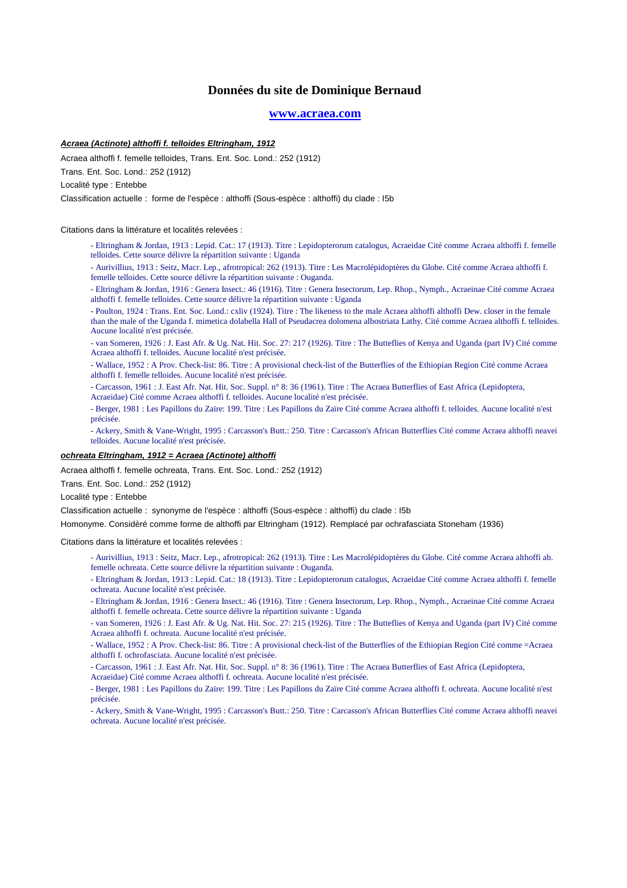# Données du site de Dominique Bernaud

## www.acraea.com

***Acraea (Actinote) althoffi f. telloides Eltringham, 1912***

Acraea althoffi f. femelle telloides, Trans. Ent. Soc. Lond.: 252 (1912)

Trans. Ent. Soc. Lond.: 252 (1912)

Localité type : Entebbe

Classification actuelle : forme de l'espèce : althoffi (Sous-espèce : althoffi) du clade : I5b

Citations dans la littérature et localités relevées :

- Eltringham & Jordan, 1913 : Lepid. Cat.: 17 (1913). Titre : Lepidopterorum catalogus, Acraeidae Cité comme Acraea althoffi f. femelle telloides. Cette source délivre la répartition suivante : Uganda
- Aurivillius, 1913 : Seitz, Macr. Lep., afrotropical: 262 (1913). Titre : Les Macrolépidoptères du Globe. Cité comme Acraea althoffi f. femelle telloides. Cette source délivre la répartition suivante : Ouganda.
- Eltringham & Jordan, 1916 : Genera Insect.: 46 (1916). Titre : Genera Insectorum, Lep. Rhop., Nymph., Acraeinae Cité comme Acraea althoffi f. femelle telloides. Cette source délivre la répartition suivante : Uganda
- Poulton, 1924 : Trans. Ent. Soc. Lond.: cxliv (1924). Titre : The likeness to the male Acraea althoffi althoffi Dew. closer in the female than the male of the Uganda f. mimetica dolabella Hall of Pseudacrea dolomena albostriata Lathy. Cité comme Acraea althoffi f. telloides. Aucune localité n'est précisée.
- van Someren, 1926 : J. East Afr. & Ug. Nat. Hit. Soc. 27: 217 (1926). Titre : The Butteflies of Kenya and Uganda (part IV) Cité comme Acraea althoffi f. telloides. Aucune localité n'est précisée.
- Wallace, 1952 : A Prov. Check-list: 86. Titre : A provisional check-list of the Butterflies of the Ethiopian Region Cité comme Acraea althoffi f. femelle telloides. Aucune localité n'est précisée.
- Carcasson, 1961 : J. East Afr. Nat. Hit. Soc. Suppl. n° 8: 36 (1961). Titre : The Acraea Butterflies of East Africa (Lepidoptera, Acraeidae) Cité comme Acraea althoffi f. telloides. Aucune localité n'est précisée.
- Berger, 1981 : Les Papillons du Zaïre: 199. Titre : Les Papillons du Zaïre Cité comme Acraea althoffi f. telloides. Aucune localité n'est précisée.
- Ackery, Smith & Vane-Wright, 1995 : Carcasson's Butt.: 250. Titre : Carcasson's African Butterflies Cité comme Acraea althoffi neavei telloides. Aucune localité n'est précisée.

***ochreata Eltringham, 1912 = Acraea (Actinote) althoffi***

Acraea althoffi f. femelle ochreata, Trans. Ent. Soc. Lond.: 252 (1912)

Trans. Ent. Soc. Lond.: 252 (1912)

Localité type : Entebbe

Classification actuelle : synonyme de l'espèce : althoffi (Sous-espèce : althoffi) du clade : I5b

Homonyme. Considèré comme forme de althoffi par Eltringham (1912). Remplacé par ochrafasciata Stoneham (1936)

Citations dans la littérature et localités relevées :

- Aurivillius, 1913 : Seitz, Macr. Lep., afrotropical: 262 (1913). Titre : Les Macrolépidoptères du Globe. Cité comme Acraea althoffi ab. femelle ochreata. Cette source délivre la répartition suivante : Ouganda.
- Eltringham & Jordan, 1913 : Lepid. Cat.: 18 (1913). Titre : Lepidopterorum catalogus, Acraeidae Cité comme Acraea althoffi f. femelle ochreata. Aucune localité n'est précisée.
- Eltringham & Jordan, 1916 : Genera Insect.: 46 (1916). Titre : Genera Insectorum, Lep. Rhop., Nymph., Acraeinae Cité comme Acraea althoffi f. femelle ochreata. Cette source délivre la répartition suivante : Uganda
- van Someren, 1926 : J. East Afr. & Ug. Nat. Hit. Soc. 27: 215 (1926). Titre : The Butteflies of Kenya and Uganda (part IV) Cité comme Acraea althoffi f. ochreata. Aucune localité n'est précisée.
- Wallace, 1952 : A Prov. Check-list: 86. Titre : A provisional check-list of the Butterflies of the Ethiopian Region Cité comme =Acraea althoffi f. ochrofasciata. Aucune localité n'est précisée.
- Carcasson, 1961 : J. East Afr. Nat. Hit. Soc. Suppl. n° 8: 36 (1961). Titre : The Acraea Butterflies of East Africa (Lepidoptera, Acraeidae) Cité comme Acraea althoffi f. ochreata. Aucune localité n'est précisée.
- Berger, 1981 : Les Papillons du Zaïre: 199. Titre : Les Papillons du Zaïre Cité comme Acraea althoffi f. ochreata. Aucune localité n'est précisée.
- Ackery, Smith & Vane-Wright, 1995 : Carcasson's Butt.: 250. Titre : Carcasson's African Butterflies Cité comme Acraea althoffi neavei ochreata. Aucune localité n'est précisée.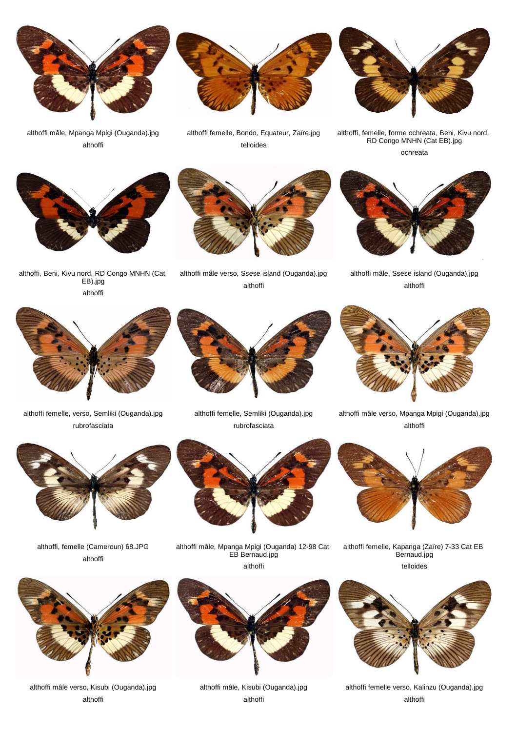althoffi mâle, Mpanga Mpigi (Ouganda).jpg
althoffi

althoffi femelle, Bondo, Equateur, Zaïre.jpg
telloides

althoffi, femelle, forme ochreata, Beni, Kivu nord, RD Congo MNHN (Cat EB).jpg
ochreata

althoffi, Beni, Kivu nord, RD Congo MNHN (Cat EB).jpg
althoffi

althoffi mâle verso, Ssese island (Ouganda).jpg
althoffi

althoffi mâle, Ssese island (Ouganda).jpg
althoffi

althoffi femelle, verso, Semliki (Ouganda).jpg
rubrofasciata

althoffi femelle, Semliki (Ouganda).jpg
rubrofasciata

althoffi mâle verso, Mpanga Mpigi (Ouganda).jpg
althoffi

althoffi, femelle (Cameroun) 68.JPG
althoffi

althoffi mâle, Mpanga Mpigi (Ouganda) 12-98 Cat EB Bernaud.jpg
althoffi

althoffi femelle, Kapanga (Zaïre) 7-33 Cat EB Bernaud.jpg
telloides

althoffi mâle verso, Kisubi (Ouganda).jpg
althoffi

althoffi mâle, Kisubi (Ouganda).jpg
althoffi

althoffi femelle verso, Kalinzu (Ouganda).jpg
althoffi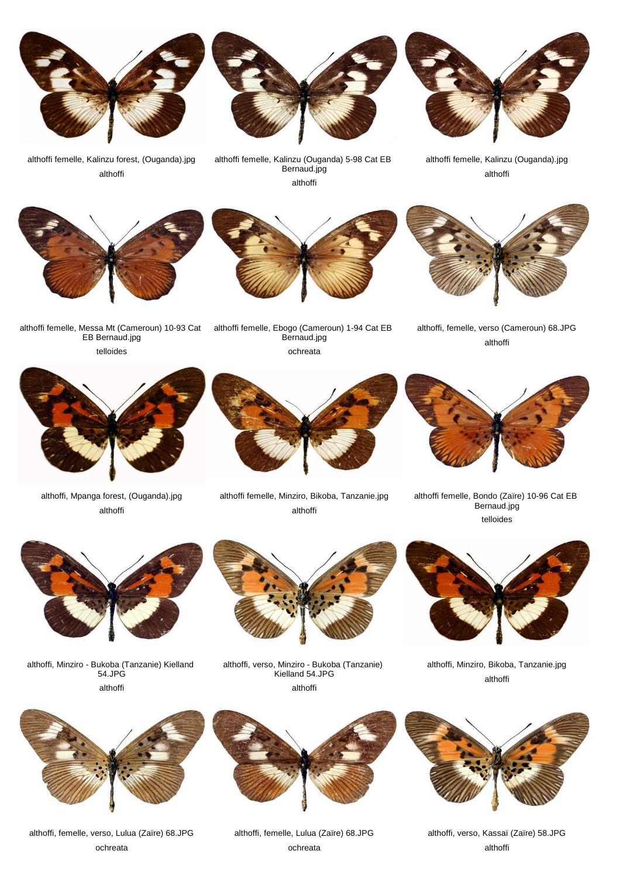althoffi femelle, Kalinzu forest, (Ouganda).jpg
althoffi

althoffi femelle, Kalinzu (Ouganda) 5-98 Cat EB Bernaud.jpg
althoffi

althoffi femelle, Kalinzu (Ouganda).jpg
althoffi

althoffi femelle, Messa Mt (Cameroun) 10-93 Cat EB Bernaud.jpg
telloides

althoffi femelle, Ebogo (Cameroun) 1-94 Cat EB Bernaud.jpg
ochreata

althoffi, femelle, verso (Cameroun) 68.JPG
althoffi

althoffi, Mpanga forest, (Ouganda).jpg
althoffi

althoffi femelle, Minziro, Bikoba, Tanzanie.jpg
althoffi

althoffi femelle, Bondo (Zaïre) 10-96 Cat EB Bernaud.jpg
telloides

althoffi, Minziro - Bukoba (Tanzanie) Kielland 54.JPG
althoffi

althoffi, verso, Minziro - Bukoba (Tanzanie) Kielland 54.JPG
althoffi

althoffi, Minziro, Bikoba, Tanzanie.jpg
althoffi

althoffi, femelle, verso, Lulua (Zaïre) 68.JPG
ochreata

althoffi, femelle, Lulua (Zaïre) 68.JPG
ochreata

althoffi, verso, Kassaï (Zaïre) 58.JPG
althoffi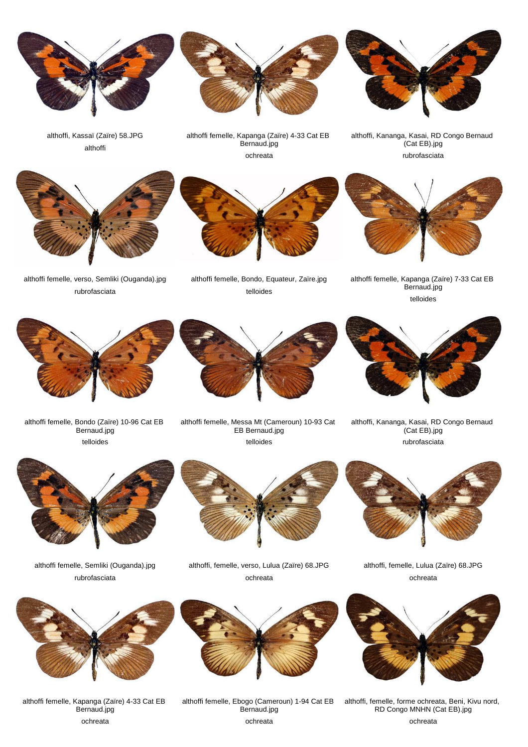althoffi, Kassaï (Zaïre) 58.JPG
althoffi

althoffi femelle, Kapanga (Zaïre) 4-33 Cat EB Bernaud.jpg
ochreata

althoffi, Kananga, Kasai, RD Congo Bernaud (Cat EB).jpg
rubrofasciata

althoffi femelle, verso, Semliki (Ouganda).jpg
rubrofasciata

althoffi femelle, Bondo, Equateur, Zaïre.jpg
telloides

althoffi femelle, Kapanga (Zaïre) 7-33 Cat EB Bernaud.jpg
telloides

althoffi femelle, Bondo (Zaïre) 10-96 Cat EB Bernaud.jpg
telloides

althoffi femelle, Messa Mt (Cameroun) 10-93 Cat EB Bernaud.jpg
telloides

althoffi, Kananga, Kasai, RD Congo Bernaud (Cat EB).jpg
rubrofasciata

althoffi femelle, Semliki (Ouganda).jpg
rubrofasciata

althoffi, femelle, verso, Lulua (Zaïre) 68.JPG
ochreata

althoffi, femelle, Lulua (Zaïre) 68.JPG
ochreata

althoffi femelle, Kapanga (Zaïre) 4-33 Cat EB Bernaud.jpg
ochreata

althoffi femelle, Ebogo (Cameroun) 1-94 Cat EB Bernaud.jpg
ochreata

althoffi, femelle, forme ochreata, Beni, Kivu nord, RD Congo MNHN (Cat EB).jpg
ochreata